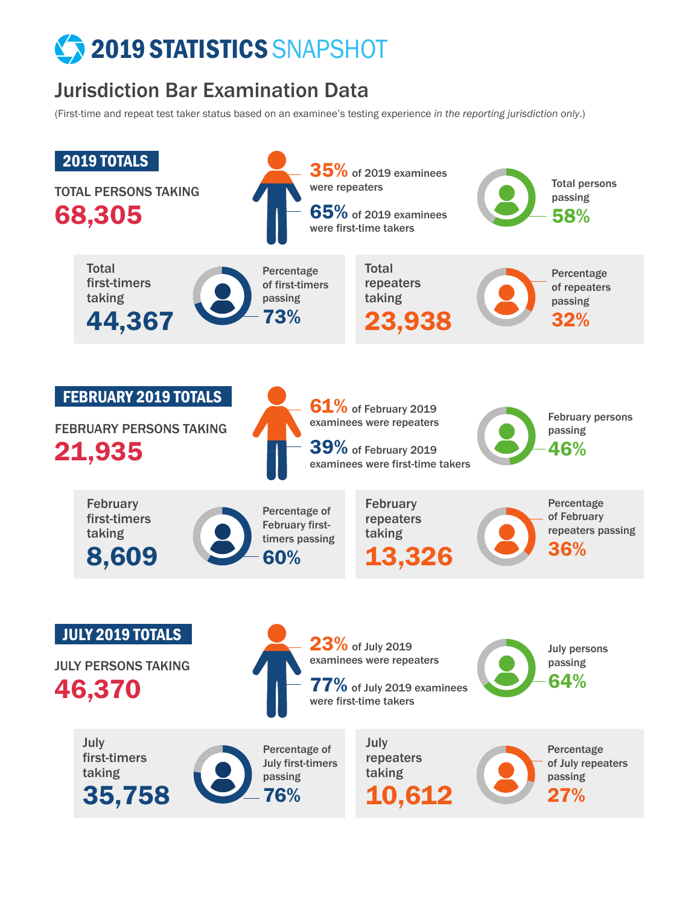# 2019 STATISTICS SNAPSHOT

## Jurisdiction Bar Examination Data

(First-time and repeat test taker status based on an examinee's testing experience *in the reporting jurisdiction only*.)

### 2019 TOTALS

TOTAL PERSONS TAKING
**68,305**

**35%** of 2019 examinees were repeaters

**65%** of 2019 examinees were first-time takers

Total persons passing
**58%**

Total first-timers taking
**44,367**

Percentage of first-timers passing
**73%**

Total repeaters taking
**23,938**

Percentage of repeaters passing
**32%**

### FEBRUARY 2019 TOTALS

FEBRUARY PERSONS TAKING
**21,935**

**61%** of February 2019 examinees were repeaters

**39%** of February 2019 examinees were first-time takers

February persons passing
**46%**

February first-timers taking
**8,609**

Percentage of February first-timers passing
**60%**

February repeaters taking
**13,326**

Percentage of February repeaters passing
**36%**

### JULY 2019 TOTALS

JULY PERSONS TAKING
**46,370**

**23%** of July 2019 examinees were repeaters

**77%** of July 2019 examinees were first-time takers

July persons passing
**64%**

July first-timers taking
**35,758**

Percentage of July first-timers passing
**76%**

July repeaters taking
**10,612**

Percentage of July repeaters passing
**27%**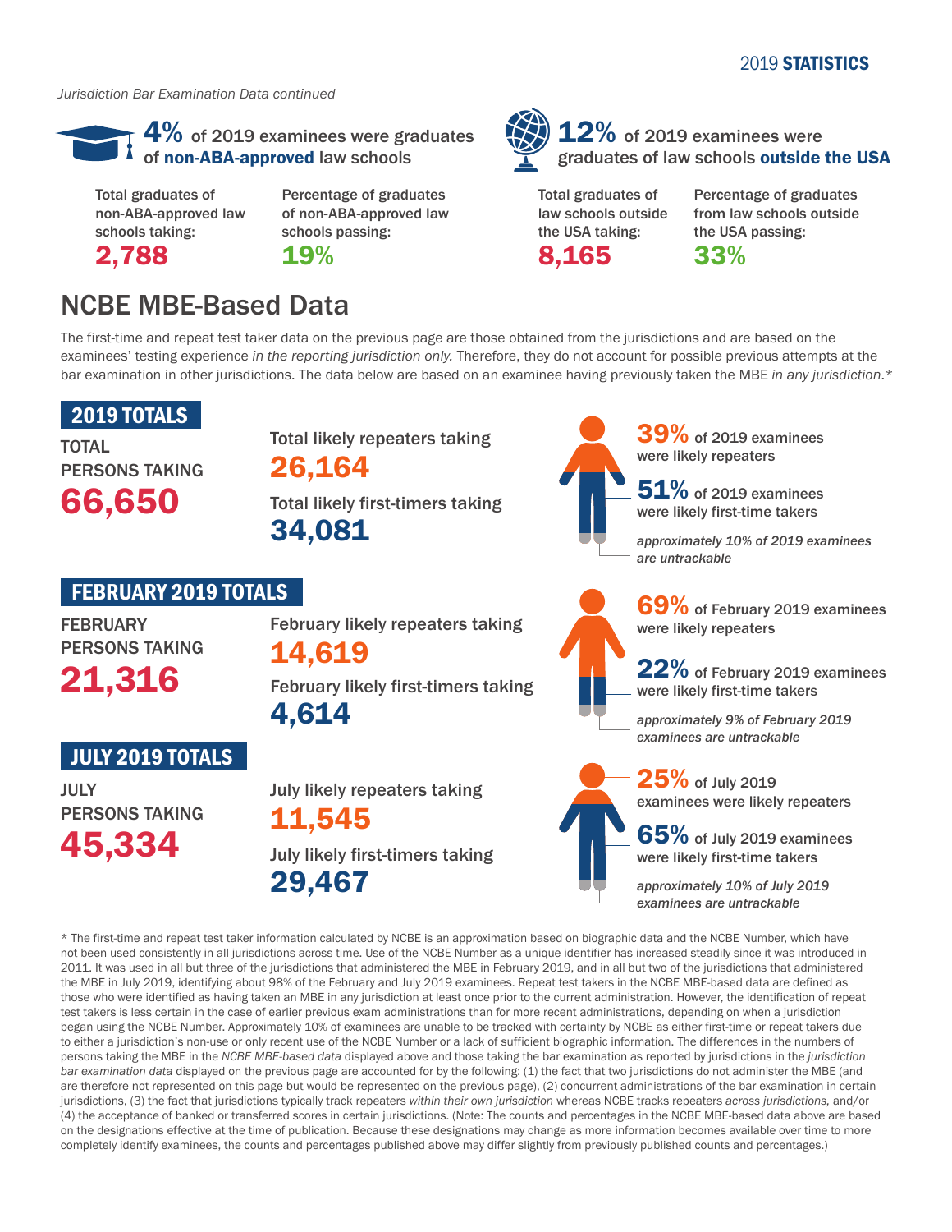*Jurisdiction Bar Examination Data continued*

**4%** of 2019 examinees were graduates of **non-ABA-approved** law schools

Total graduates of non-ABA-approved law schools taking:
**2,788**

Percentage of graduates of non-ABA-approved law schools passing:
**19%**

**12%** of 2019 examinees were graduates of law schools **outside the USA**

Total graduates of law schools outside the USA taking:
**8,165**

Percentage of graduates from law schools outside the USA passing:
**33%**

## NCBE MBE-Based Data

The first-time and repeat test taker data on the previous page are those obtained from the jurisdictions and are based on the examinees' testing experience *in the reporting jurisdiction only.* Therefore, they do not account for possible previous attempts at the bar examination in other jurisdictions. The data below are based on an examinee having previously taken the MBE *in any jurisdiction*.*

### 2019 TOTALS

TOTAL PERSONS TAKING
**66,650**

Total likely repeaters taking
**26,164**

Total likely first-timers taking
**34,081**

**39%** of 2019 examinees were likely repeaters

**51%** of 2019 examinees were likely first-time takers

*approximately 10% of 2019 examinees are untrackable*

### FEBRUARY 2019 TOTALS

FEBRUARY PERSONS TAKING
**21,316**

February likely repeaters taking
**14,619**

February likely first-timers taking
**4,614**

**69%** of February 2019 examinees were likely repeaters

**22%** of February 2019 examinees were likely first-time takers

*approximately 9% of February 2019 examinees are untrackable*

### JULY 2019 TOTALS

JULY PERSONS TAKING
**45,334**

July likely repeaters taking
**11,545**

July likely first-timers taking
**29,467**

**25%** of July 2019 examinees were likely repeaters

**65%** of July 2019 examinees were likely first-time takers

*approximately 10% of July 2019 examinees are untrackable*

* The first-time and repeat test taker information calculated by NCBE is an approximation based on biographic data and the NCBE Number, which have not been used consistently in all jurisdictions across time. Use of the NCBE Number as a unique identifier has increased steadily since it was introduced in 2011. It was used in all but three of the jurisdictions that administered the MBE in February 2019, and in all but two of the jurisdictions that administered the MBE in July 2019, identifying about 98% of the February and July 2019 examinees. Repeat test takers in the NCBE MBE-based data are defined as those who were identified as having taken an MBE in any jurisdiction at least once prior to the current administration. However, the identification of repeat test takers is less certain in the case of earlier previous exam administrations than for more recent administrations, depending on when a jurisdiction began using the NCBE Number. Approximately 10% of examinees are unable to be tracked with certainty by NCBE as either first-time or repeat takers due to either a jurisdiction's non-use or only recent use of the NCBE Number or a lack of sufficient biographic information. The differences in the numbers of persons taking the MBE in the *NCBE MBE-based data* displayed above and those taking the bar examination as reported by jurisdictions in the *jurisdiction bar examination data* displayed on the previous page are accounted for by the following: (1) the fact that two jurisdictions do not administer the MBE (and are therefore not represented on this page but would be represented on the previous page), (2) concurrent administrations of the bar examination in certain jurisdictions, (3) the fact that jurisdictions typically track repeaters *within their own jurisdiction* whereas NCBE tracks repeaters *across jurisdictions,* and/or (4) the acceptance of banked or transferred scores in certain jurisdictions. (Note: The counts and percentages in the NCBE MBE-based data above are based on the designations effective at the time of publication. Because these designations may change as more information becomes available over time to more completely identify examinees, the counts and percentages published above may differ slightly from previously published counts and percentages.)